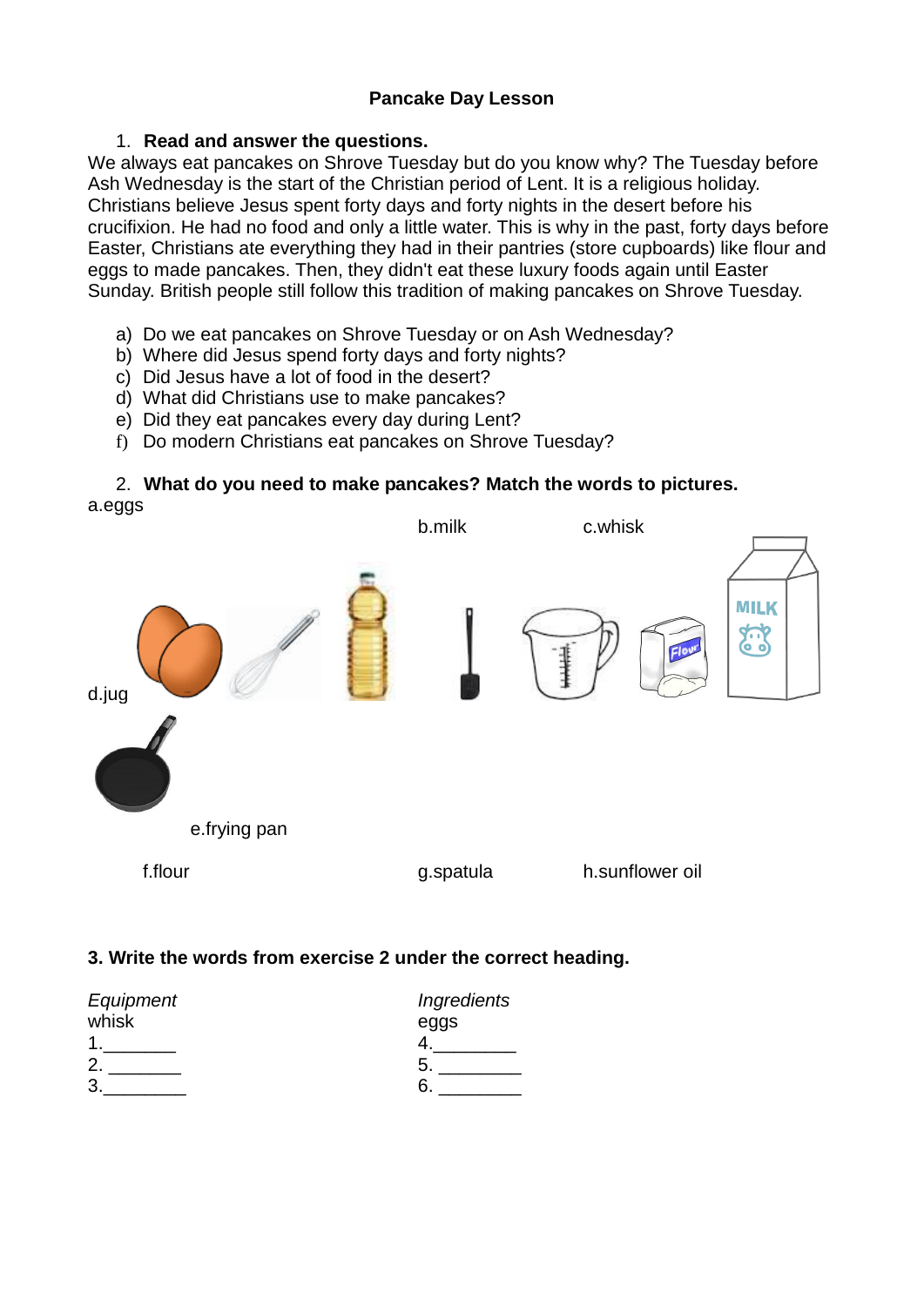**Pancake Day Lesson**

1. **Read and answer the questions.**

We always eat pancakes on Shrove Tuesday but do you know why? The Tuesday before Ash Wednesday is the start of the Christian period of Lent. It is a religious holiday. Christians believe Jesus spent forty days and forty nights in the desert before his crucifixion. He had no food and only a little water. This is why in the past, forty days before Easter, Christians ate everything they had in their pantries (store cupboards) like flour and eggs to made pancakes. Then, they didn't eat these luxury foods again until Easter Sunday. British people still follow this tradition of making pancakes on Shrove Tuesday.

a) Do we eat pancakes on Shrove Tuesday or on Ash Wednesday?
b) Where did Jesus spend forty days and forty nights?
c) Did Jesus have a lot of food in the desert?
d) What did Christians use to make pancakes?
e) Did they eat pancakes every day during Lent?
f) Do modern Christians eat pancakes on Shrove Tuesday?

2. **What do you need to make pancakes? Match the words to pictures.**

a.eggs

b.milk

c.whisk

d.jug

e.frying pan

f.flour

g.spatula

h.sunflower oil

**3. Write the words from exercise 2 under the correct heading.**

| *Equipment* | *Ingredients* |
|---|---|
| whisk | eggs |
| 1.________ | 4.________ |
| 2. ________ | 5. ________ |
| 3.________ | 6. ________ |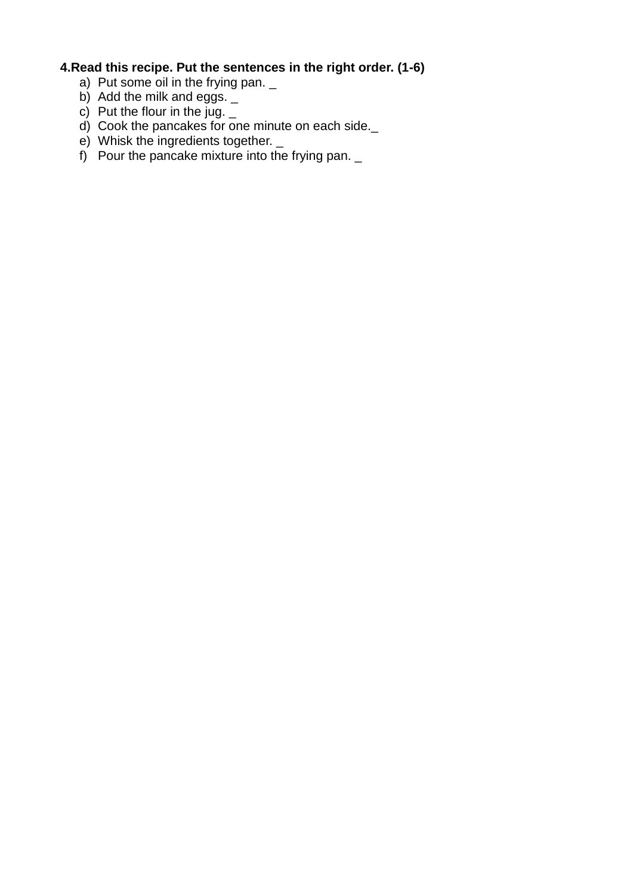**4.Read this recipe. Put the sentences in the right order. (1-6)**

a) Put some oil in the frying pan. _
b) Add the milk and eggs. _
c) Put the flour in the jug. _
d) Cook the pancakes for one minute on each side._
e) Whisk the ingredients together. _
f) Pour the pancake mixture into the frying pan. _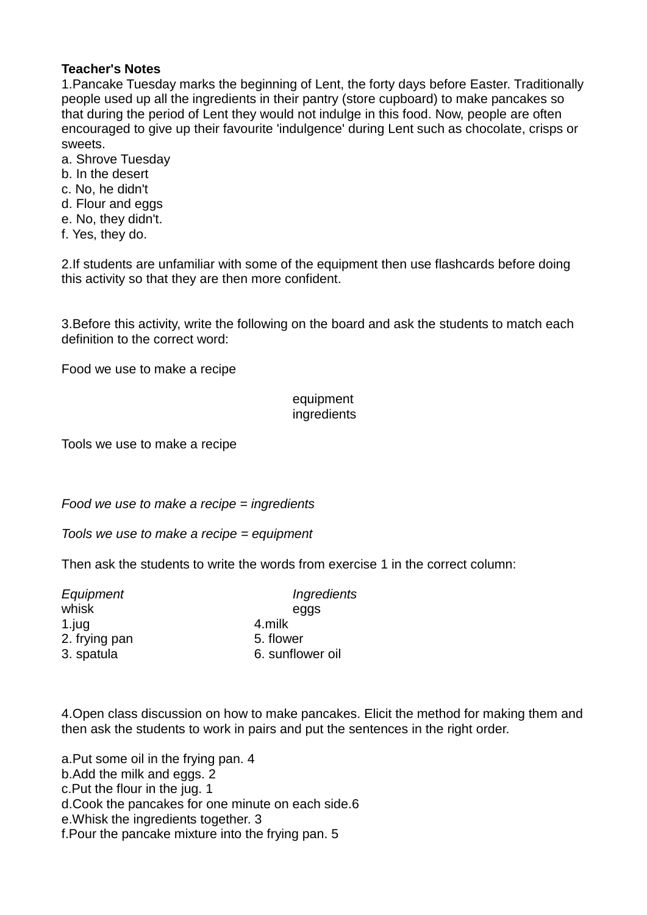**Teacher's Notes**

1.Pancake Tuesday marks the beginning of Lent, the forty days before Easter. Traditionally people used up all the ingredients in their pantry (store cupboard) to make pancakes so that during the period of Lent they would not indulge in this food. Now, people are often encouraged to give up their favourite 'indulgence' during Lent such as chocolate, crisps or sweets.

a. Shrove Tuesday
b. In the desert
c. No, he didn't
d. Flour and eggs
e. No, they didn't.
f. Yes, they do.

2.If students are unfamiliar with some of the equipment then use flashcards before doing this activity so that they are then more confident.

3.Before this activity, write the following on the board and ask the students to match each definition to the correct word:

Food we use to make a recipe

equipment
ingredients

Tools we use to make a recipe

*Food we use to make a recipe = ingredients*

*Tools we use to make a recipe = equipment*

Then ask the students to write the words from exercise 1 in the correct column:

| | |
|---|---|
| *Equipment* | *Ingredients* |
| whisk | eggs |
| 1.jug | 4.milk |
| 2. frying pan | 5. flower |
| 3. spatula | 6. sunflower oil |

4.Open class discussion on how to make pancakes. Elicit the method for making them and then ask the students to work in pairs and put the sentences in the right order.

a.Put some oil in the frying pan. 4
b.Add the milk and eggs. 2
c.Put the flour in the jug. 1
d.Cook the pancakes for one minute on each side.6
e.Whisk the ingredients together. 3
f.Pour the pancake mixture into the frying pan. 5